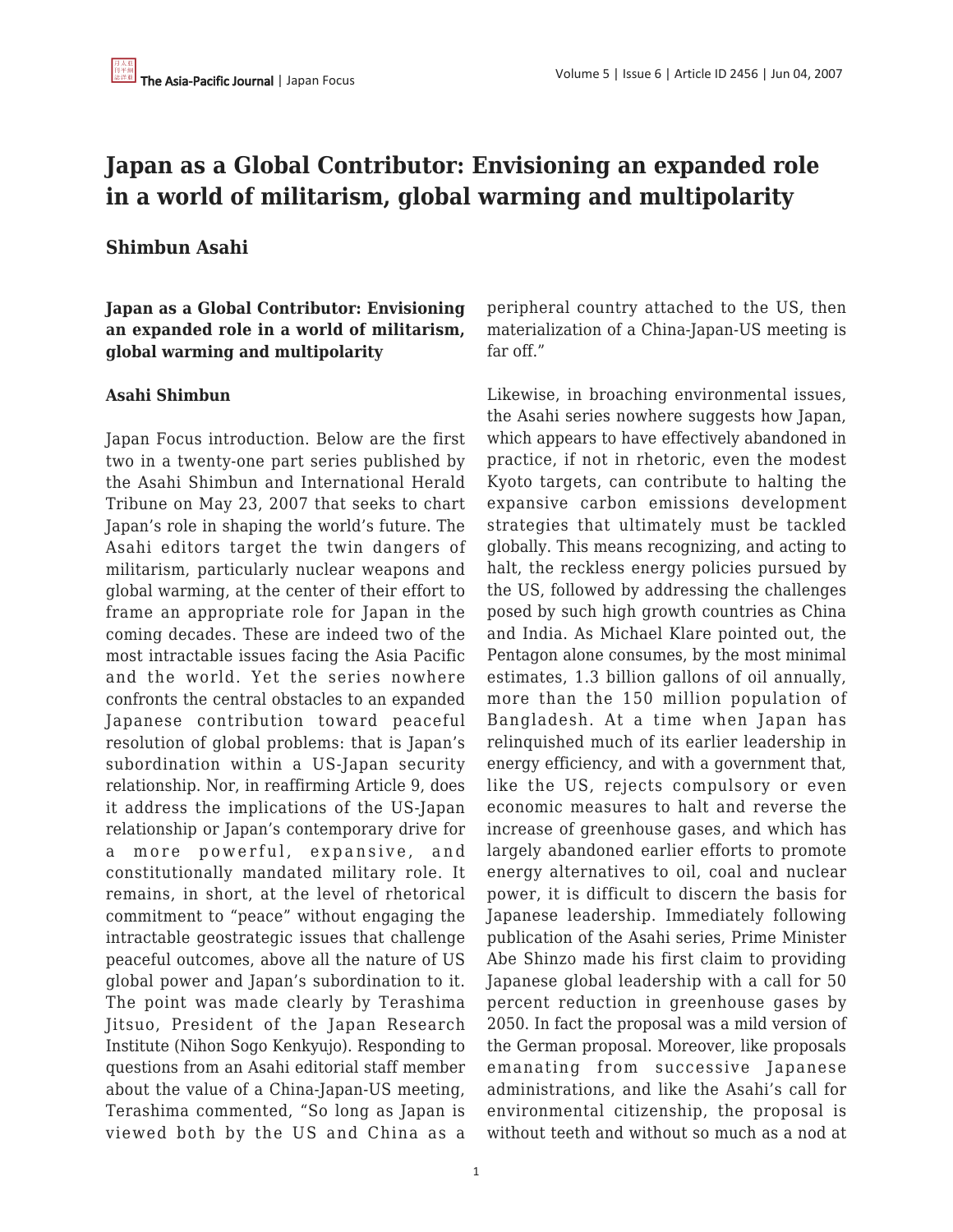# Japan as a Global Contributor: Envisioning an expanded role in a world of militarism, global warming and multipolarity

**Shimbun Asahi**

**Japan as a Global Contributor: Envisioning an expanded role in a world of militarism, global warming and multipolarity**

**Asahi Shimbun**

Japan Focus introduction. Below are the first two in a twenty-one part series published by the Asahi Shimbun and International Herald Tribune on May 23, 2007 that seeks to chart Japan's role in shaping the world's future. The Asahi editors target the twin dangers of militarism, particularly nuclear weapons and global warming, at the center of their effort to frame an appropriate role for Japan in the coming decades. These are indeed two of the most intractable issues facing the Asia Pacific and the world. Yet the series nowhere confronts the central obstacles to an expanded Japanese contribution toward peaceful resolution of global problems: that is Japan's subordination within a US-Japan security relationship. Nor, in reaffirming Article 9, does it address the implications of the US-Japan relationship or Japan's contemporary drive for a more powerful, expansive, and constitutionally mandated military role. It remains, in short, at the level of rhetorical commitment to "peace" without engaging the intractable geostrategic issues that challenge peaceful outcomes, above all the nature of US global power and Japan's subordination to it. The point was made clearly by Terashima Jitsuo, President of the Japan Research Institute (Nihon Sogo Kenkyujo). Responding to questions from an Asahi editorial staff member about the value of a China-Japan-US meeting, Terashima commented, "So long as Japan is viewed both by the US and China as a peripheral country attached to the US, then materialization of a China-Japan-US meeting is far off."

Likewise, in broaching environmental issues, the Asahi series nowhere suggests how Japan, which appears to have effectively abandoned in practice, if not in rhetoric, even the modest Kyoto targets, can contribute to halting the expansive carbon emissions development strategies that ultimately must be tackled globally. This means recognizing, and acting to halt, the reckless energy policies pursued by the US, followed by addressing the challenges posed by such high growth countries as China and India. As Michael Klare pointed out, the Pentagon alone consumes, by the most minimal estimates, 1.3 billion gallons of oil annually, more than the 150 million population of Bangladesh. At a time when Japan has relinquished much of its earlier leadership in energy efficiency, and with a government that, like the US, rejects compulsory or even economic measures to halt and reverse the increase of greenhouse gases, and which has largely abandoned earlier efforts to promote energy alternatives to oil, coal and nuclear power, it is difficult to discern the basis for Japanese leadership. Immediately following publication of the Asahi series, Prime Minister Abe Shinzo made his first claim to providing Japanese global leadership with a call for 50 percent reduction in greenhouse gases by 2050. In fact the proposal was a mild version of the German proposal. Moreover, like proposals emanating from successive Japanese administrations, and like the Asahi's call for environmental citizenship, the proposal is without teeth and without so much as a nod at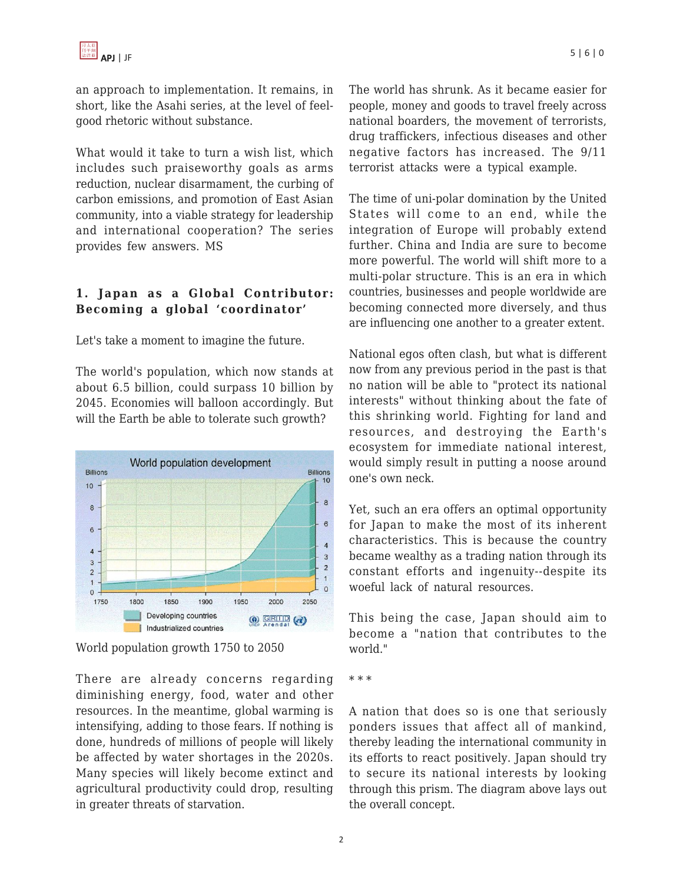an approach to implementation. It remains, in short, like the Asahi series, at the level of feel-good rhetoric without substance.

What would it take to turn a wish list, which includes such praiseworthy goals as arms reduction, nuclear disarmament, the curbing of carbon emissions, and promotion of East Asian community, into a viable strategy for leadership and international cooperation? The series provides few answers. MS

## 1. Japan as a Global Contributor: Becoming a global 'coordinator'

Let's take a moment to imagine the future.

The world's population, which now stands at about 6.5 billion, could surpass 10 billion by 2045. Economies will balloon accordingly. But will the Earth be able to tolerate such growth?

World population growth 1750 to 2050

There are already concerns regarding diminishing energy, food, water and other resources. In the meantime, global warming is intensifying, adding to those fears. If nothing is done, hundreds of millions of people will likely be affected by water shortages in the 2020s. Many species will likely become extinct and agricultural productivity could drop, resulting in greater threats of starvation.

The world has shrunk. As it became easier for people, money and goods to travel freely across national boarders, the movement of terrorists, drug traffickers, infectious diseases and other negative factors has increased. The 9/11 terrorist attacks were a typical example.

The time of uni-polar domination by the United States will come to an end, while the integration of Europe will probably extend further. China and India are sure to become more powerful. The world will shift more to a multi-polar structure. This is an era in which countries, businesses and people worldwide are becoming connected more diversely, and thus are influencing one another to a greater extent.

National egos often clash, but what is different now from any previous period in the past is that no nation will be able to "protect its national interests" without thinking about the fate of this shrinking world. Fighting for land and resources, and destroying the Earth's ecosystem for immediate national interest, would simply result in putting a noose around one's own neck.

Yet, such an era offers an optimal opportunity for Japan to make the most of its inherent characteristics. This is because the country became wealthy as a trading nation through its constant efforts and ingenuity--despite its woeful lack of natural resources.

This being the case, Japan should aim to become a "nation that contributes to the world."

\* \* \*

A nation that does so is one that seriously ponders issues that affect all of mankind, thereby leading the international community in its efforts to react positively. Japan should try to secure its national interests by looking through this prism. The diagram above lays out the overall concept.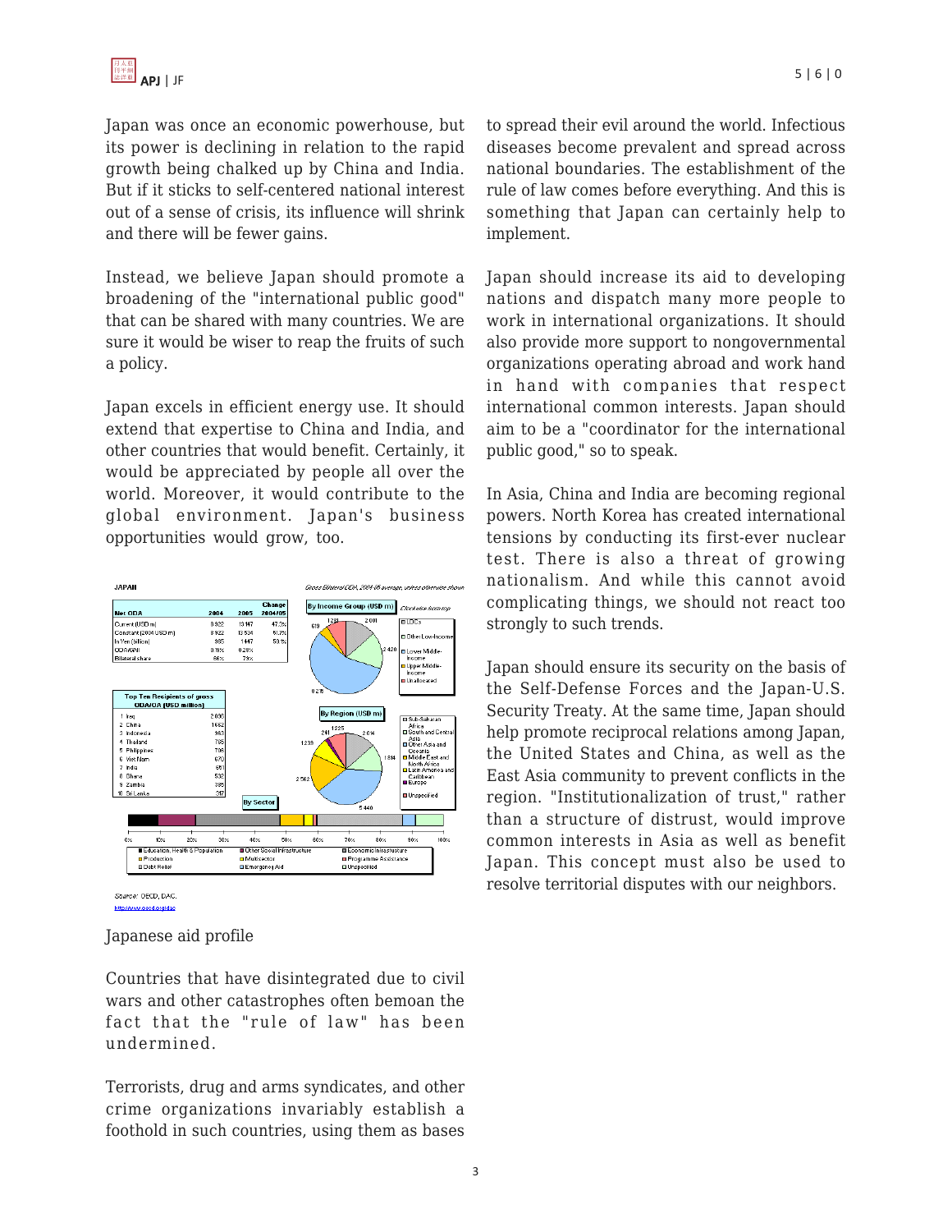Japan was once an economic powerhouse, but its power is declining in relation to the rapid growth being chalked up by China and India. But if it sticks to self-centered national interest out of a sense of crisis, its influence will shrink and there will be fewer gains.

Instead, we believe Japan should promote a broadening of the "international public good" that can be shared with many countries. We are sure it would be wiser to reap the fruits of such a policy.

Japan excels in efficient energy use. It should extend that expertise to China and India, and other countries that would benefit. Certainly, it would be appreciated by people all over the world. Moreover, it would contribute to the global environment. Japan's business opportunities would grow, too.

Source: OECD, DAC.
http://www.oecd.org/dac

Japanese aid profile

Countries that have disintegrated due to civil wars and other catastrophes often bemoan the fact that the "rule of law" has been undermined.

Terrorists, drug and arms syndicates, and other crime organizations invariably establish a foothold in such countries, using them as bases to spread their evil around the world. Infectious diseases become prevalent and spread across national boundaries. The establishment of the rule of law comes before everything. And this is something that Japan can certainly help to implement.

Japan should increase its aid to developing nations and dispatch many more people to work in international organizations. It should also provide more support to nongovernmental organizations operating abroad and work hand in hand with companies that respect international common interests. Japan should aim to be a "coordinator for the international public good," so to speak.

In Asia, China and India are becoming regional powers. North Korea has created international tensions by conducting its first-ever nuclear test. There is also a threat of growing nationalism. And while this cannot avoid complicating things, we should not react too strongly to such trends.

Japan should ensure its security on the basis of the Self-Defense Forces and the Japan-U.S. Security Treaty. At the same time, Japan should help promote reciprocal relations among Japan, the United States and China, as well as the East Asia community to prevent conflicts in the region. "Institutionalization of trust," rather than a structure of distrust, would improve common interests in Asia as well as benefit Japan. This concept must also be used to resolve territorial disputes with our neighbors.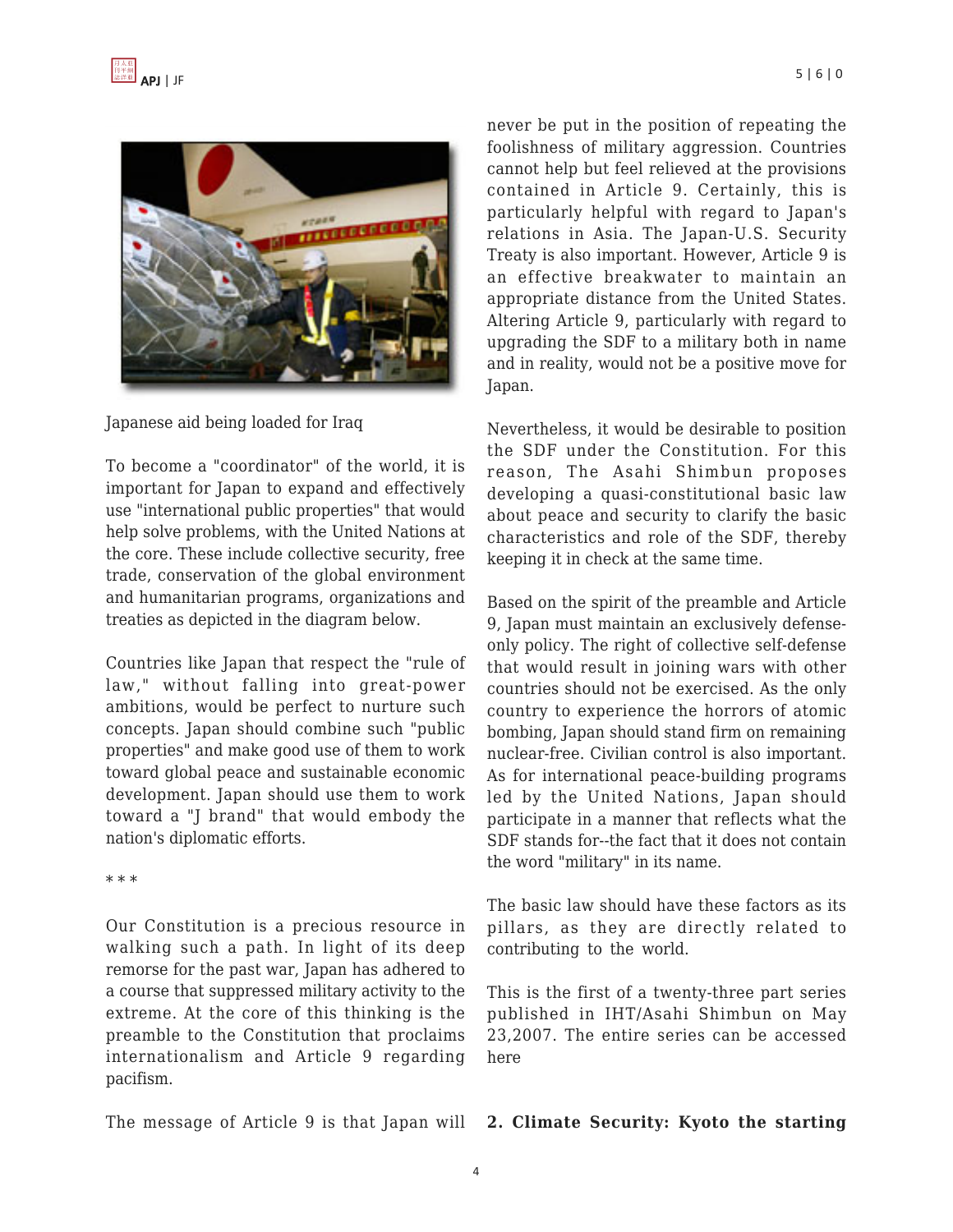Japanese aid being loaded for Iraq

To become a "coordinator" of the world, it is important for Japan to expand and effectively use "international public properties" that would help solve problems, with the United Nations at the core. These include collective security, free trade, conservation of the global environment and humanitarian programs, organizations and treaties as depicted in the diagram below.

Countries like Japan that respect the "rule of law," without falling into great-power ambitions, would be perfect to nurture such concepts. Japan should combine such "public properties" and make good use of them to work toward global peace and sustainable economic development. Japan should use them to work toward a "J brand" that would embody the nation's diplomatic efforts.

* * *

Our Constitution is a precious resource in walking such a path. In light of its deep remorse for the past war, Japan has adhered to a course that suppressed military activity to the extreme. At the core of this thinking is the preamble to the Constitution that proclaims internationalism and Article 9 regarding pacifism.

The message of Article 9 is that Japan will never be put in the position of repeating the foolishness of military aggression. Countries cannot help but feel relieved at the provisions contained in Article 9. Certainly, this is particularly helpful with regard to Japan's relations in Asia. The Japan-U.S. Security Treaty is also important. However, Article 9 is an effective breakwater to maintain an appropriate distance from the United States. Altering Article 9, particularly with regard to upgrading the SDF to a military both in name and in reality, would not be a positive move for Japan.

Nevertheless, it would be desirable to position the SDF under the Constitution. For this reason, The Asahi Shimbun proposes developing a quasi-constitutional basic law about peace and security to clarify the basic characteristics and role of the SDF, thereby keeping it in check at the same time.

Based on the spirit of the preamble and Article 9, Japan must maintain an exclusively defense-only policy. The right of collective self-defense that would result in joining wars with other countries should not be exercised. As the only country to experience the horrors of atomic bombing, Japan should stand firm on remaining nuclear-free. Civilian control is also important. As for international peace-building programs led by the United Nations, Japan should participate in a manner that reflects what the SDF stands for--the fact that it does not contain the word "military" in its name.

The basic law should have these factors as its pillars, as they are directly related to contributing to the world.

This is the first of a twenty-three part series published in IHT/Asahi Shimbun on May 23,2007. The entire series can be accessed here

## 2. Climate Security: Kyoto the starting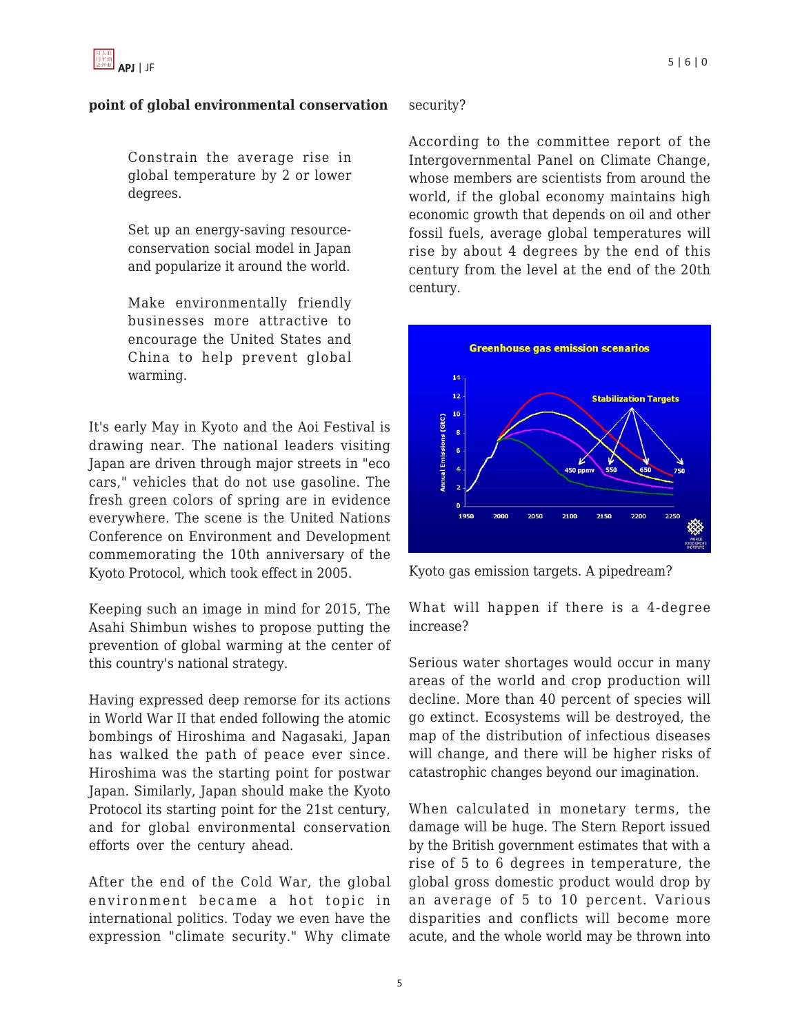**point of global environmental conservation**

> Constrain the average rise in global temperature by 2 or lower degrees.
>
> Set up an energy-saving resource-conservation social model in Japan and popularize it around the world.
>
> Make environmentally friendly businesses more attractive to encourage the United States and China to help prevent global warming.

It's early May in Kyoto and the Aoi Festival is drawing near. The national leaders visiting Japan are driven through major streets in "eco cars," vehicles that do not use gasoline. The fresh green colors of spring are in evidence everywhere. The scene is the United Nations Conference on Environment and Development commemorating the 10th anniversary of the Kyoto Protocol, which took effect in 2005.

Keeping such an image in mind for 2015, The Asahi Shimbun wishes to propose putting the prevention of global warming at the center of this country's national strategy.

Having expressed deep remorse for its actions in World War II that ended following the atomic bombings of Hiroshima and Nagasaki, Japan has walked the path of peace ever since. Hiroshima was the starting point for postwar Japan. Similarly, Japan should make the Kyoto Protocol its starting point for the 21st century, and for global environmental conservation efforts over the century ahead.

After the end of the Cold War, the global environment became a hot topic in international politics. Today we even have the expression "climate security." Why climate security?

According to the committee report of the Intergovernmental Panel on Climate Change, whose members are scientists from around the world, if the global economy maintains high economic growth that depends on oil and other fossil fuels, average global temperatures will rise by about 4 degrees by the end of this century from the level at the end of the 20th century.

Kyoto gas emission targets. A pipedream?

What will happen if there is a 4-degree increase?

Serious water shortages would occur in many areas of the world and crop production will decline. More than 40 percent of species will go extinct. Ecosystems will be destroyed, the map of the distribution of infectious diseases will change, and there will be higher risks of catastrophic changes beyond our imagination.

When calculated in monetary terms, the damage will be huge. The Stern Report issued by the British government estimates that with a rise of 5 to 6 degrees in temperature, the global gross domestic product would drop by an average of 5 to 10 percent. Various disparities and conflicts will become more acute, and the whole world may be thrown into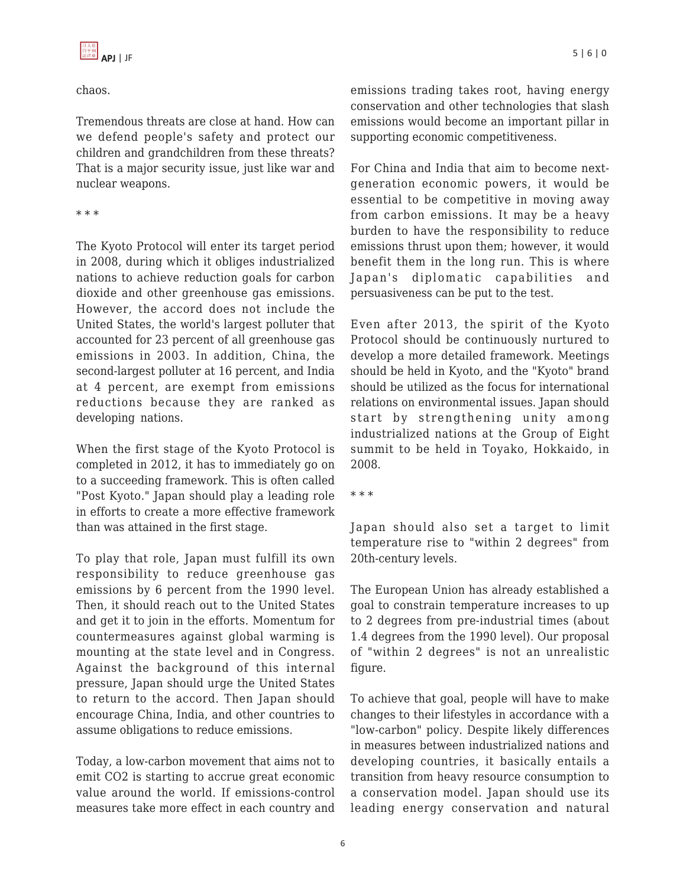chaos.

Tremendous threats are close at hand. How can we defend people's safety and protect our children and grandchildren from these threats? That is a major security issue, just like war and nuclear weapons.

* * *

The Kyoto Protocol will enter its target period in 2008, during which it obliges industrialized nations to achieve reduction goals for carbon dioxide and other greenhouse gas emissions. However, the accord does not include the United States, the world's largest polluter that accounted for 23 percent of all greenhouse gas emissions in 2003. In addition, China, the second-largest polluter at 16 percent, and India at 4 percent, are exempt from emissions reductions because they are ranked as developing nations.

When the first stage of the Kyoto Protocol is completed in 2012, it has to immediately go on to a succeeding framework. This is often called "Post Kyoto." Japan should play a leading role in efforts to create a more effective framework than was attained in the first stage.

To play that role, Japan must fulfill its own responsibility to reduce greenhouse gas emissions by 6 percent from the 1990 level. Then, it should reach out to the United States and get it to join in the efforts. Momentum for countermeasures against global warming is mounting at the state level and in Congress. Against the background of this internal pressure, Japan should urge the United States to return to the accord. Then Japan should encourage China, India, and other countries to assume obligations to reduce emissions.

Today, a low-carbon movement that aims not to emit $CO_2$ is starting to accrue great economic value around the world. If emissions-control measures take more effect in each country and emissions trading takes root, having energy conservation and other technologies that slash emissions would become an important pillar in supporting economic competitiveness.

For China and India that aim to become next-generation economic powers, it would be essential to be competitive in moving away from carbon emissions. It may be a heavy burden to have the responsibility to reduce emissions thrust upon them; however, it would benefit them in the long run. This is where Japan's diplomatic capabilities and persuasiveness can be put to the test.

Even after 2013, the spirit of the Kyoto Protocol should be continuously nurtured to develop a more detailed framework. Meetings should be held in Kyoto, and the "Kyoto" brand should be utilized as the focus for international relations on environmental issues. Japan should start by strengthening unity among industrialized nations at the Group of Eight summit to be held in Toyako, Hokkaido, in 2008.

* * *

Japan should also set a target to limit temperature rise to "within 2 degrees" from 20th-century levels.

The European Union has already established a goal to constrain temperature increases to up to 2 degrees from pre-industrial times (about 1.4 degrees from the 1990 level). Our proposal of "within 2 degrees" is not an unrealistic figure.

To achieve that goal, people will have to make changes to their lifestyles in accordance with a "low-carbon" policy. Despite likely differences in measures between industrialized nations and developing countries, it basically entails a transition from heavy resource consumption to a conservation model. Japan should use its leading energy conservation and natural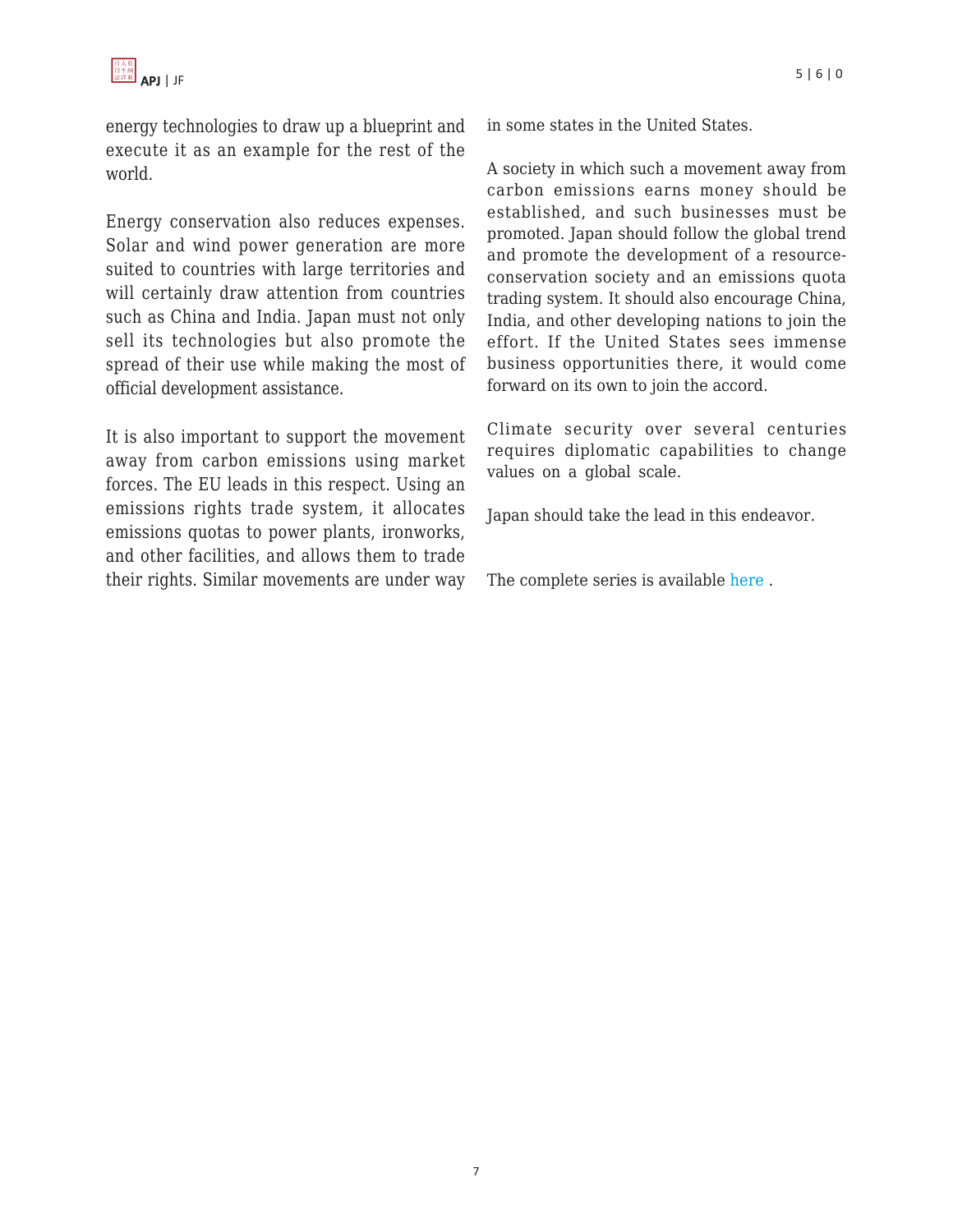energy technologies to draw up a blueprint and execute it as an example for the rest of the world.

Energy conservation also reduces expenses. Solar and wind power generation are more suited to countries with large territories and will certainly draw attention from countries such as China and India. Japan must not only sell its technologies but also promote the spread of their use while making the most of official development assistance.

It is also important to support the movement away from carbon emissions using market forces. The EU leads in this respect. Using an emissions rights trade system, it allocates emissions quotas to power plants, ironworks, and other facilities, and allows them to trade their rights. Similar movements are under way in some states in the United States.

A society in which such a movement away from carbon emissions earns money should be established, and such businesses must be promoted. Japan should follow the global trend and promote the development of a resource-conservation society and an emissions quota trading system. It should also encourage China, India, and other developing nations to join the effort. If the United States sees immense business opportunities there, it would come forward on its own to join the accord.

Climate security over several centuries requires diplomatic capabilities to change values on a global scale.

Japan should take the lead in this endeavor.

The complete series is available here .